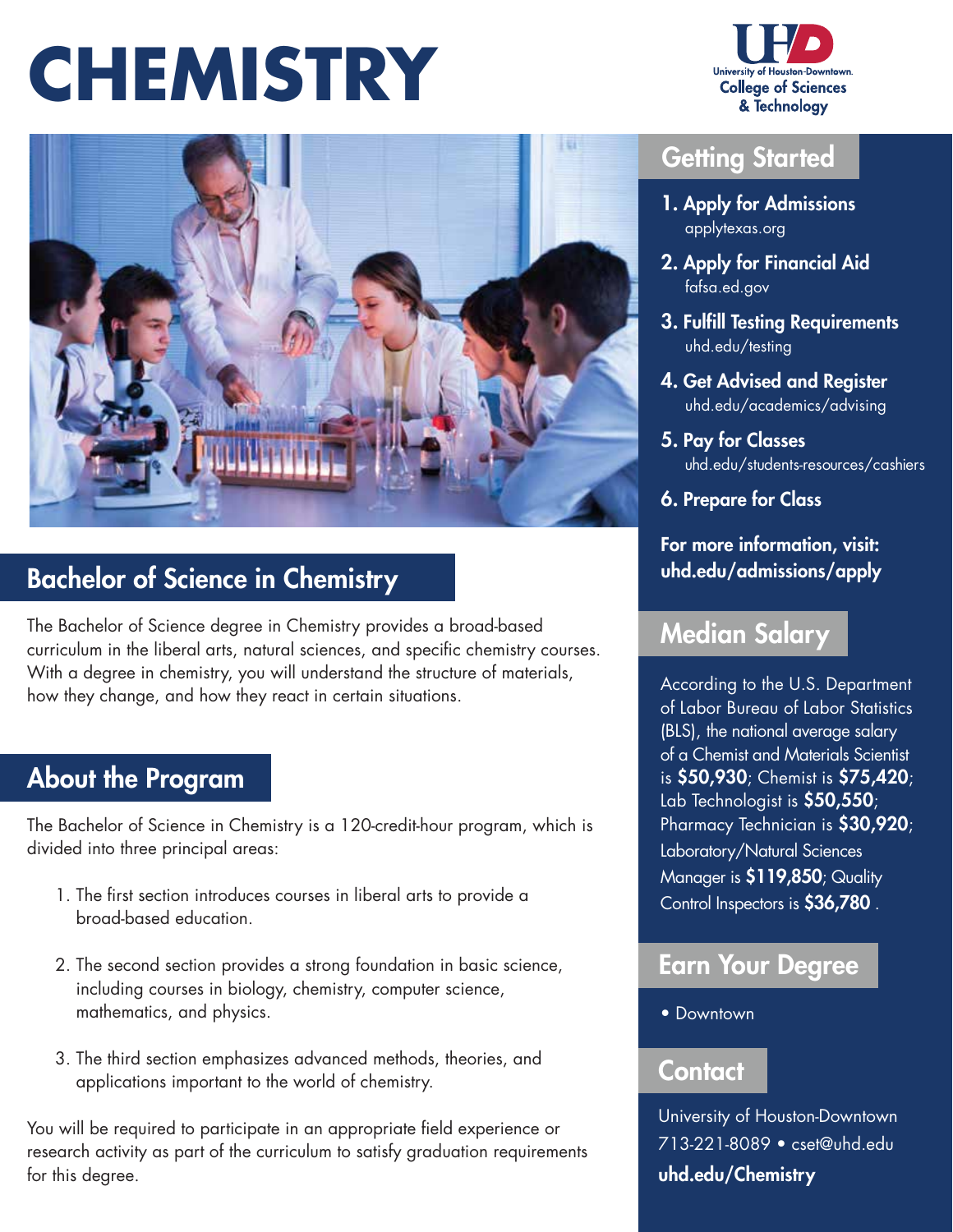# CHEMISTRY

University of Houston-Downtown
College of Sciences & Technology

## Bachelor of Science in Chemistry

The Bachelor of Science degree in Chemistry provides a broad-based curriculum in the liberal arts, natural sciences, and specific chemistry courses. With a degree in chemistry, you will understand the structure of materials, how they change, and how they react in certain situations.

## About the Program

The Bachelor of Science in Chemistry is a 120-credit-hour program, which is divided into three principal areas:

1. The first section introduces courses in liberal arts to provide a broad-based education.
2. The second section provides a strong foundation in basic science, including courses in biology, chemistry, computer science, mathematics, and physics.
3. The third section emphasizes advanced methods, theories, and applications important to the world of chemistry.

You will be required to participate in an appropriate field experience or research activity as part of the curriculum to satisfy graduation requirements for this degree.

## Getting Started

1. **Apply for Admissions**
   applytexas.org
2. **Apply for Financial Aid**
   fafsa.ed.gov
3. **Fulfill Testing Requirements**
   uhd.edu/testing
4. **Get Advised and Register**
   uhd.edu/academics/advising
5. **Pay for Classes**
   uhd.edu/students-resources/cashiers
6. **Prepare for Class**

**For more information, visit: uhd.edu/admissions/apply**

## Median Salary

According to the U.S. Department of Labor Bureau of Labor Statistics (BLS), the national average salary of a Chemist and Materials Scientist is **$50,930**; Chemist is **$75,420**; Lab Technologist is **$50,550**; Pharmacy Technician is **$30,920**; Laboratory/Natural Sciences Manager is **$119,850**; Quality Control Inspectors is **$36,780** .

## Earn Your Degree

- Downtown

## Contact

University of Houston-Downtown
713-221-8089 • cset@uhd.edu
**uhd.edu/Chemistry**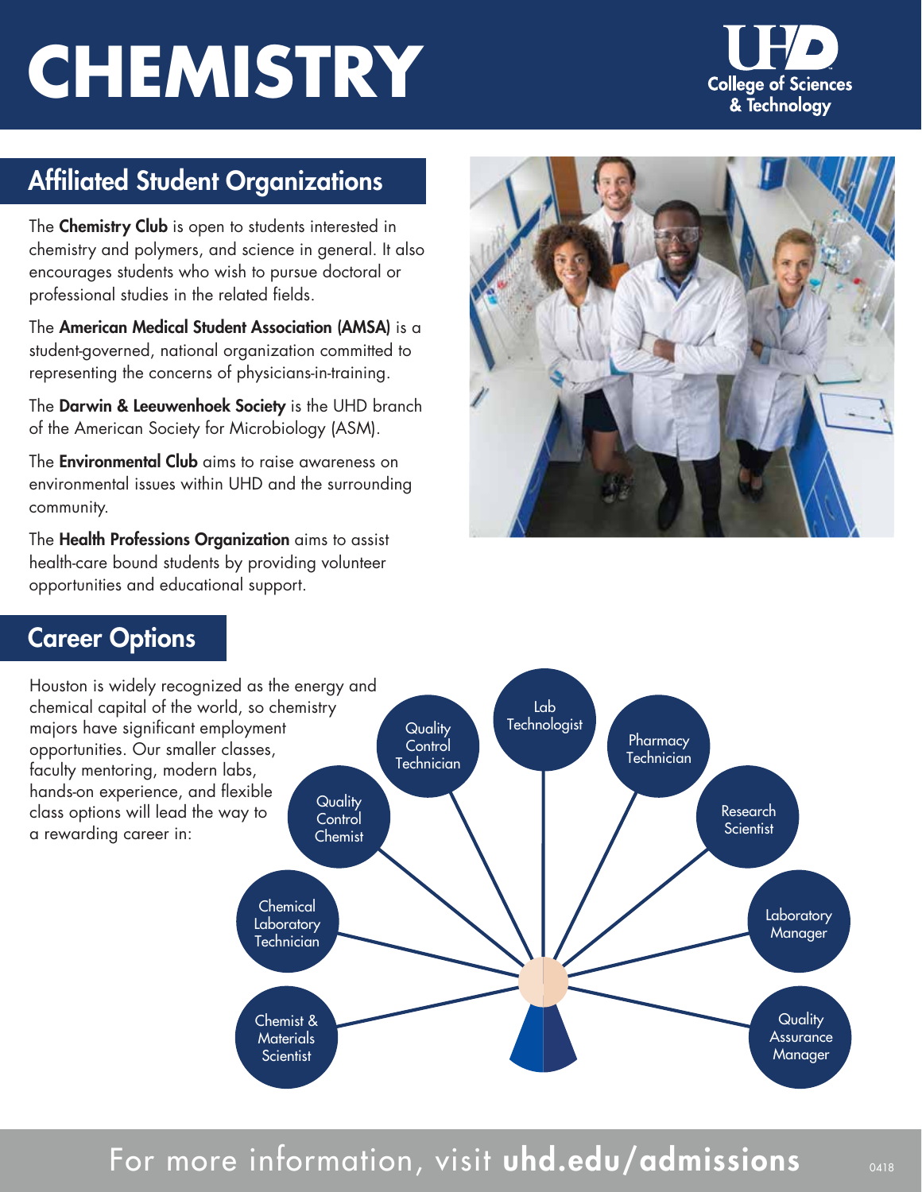# CHEMISTRY

UHD College of Sciences & Technology

## Affiliated Student Organizations

The **Chemistry Club** is open to students interested in chemistry and polymers, and science in general. It also encourages students who wish to pursue doctoral or professional studies in the related fields.

The **American Medical Student Association (AMSA)** is a student-governed, national organization committed to representing the concerns of physicians-in-training.

The **Darwin & Leeuwenhoek Society** is the UHD branch of the American Society for Microbiology (ASM).

The **Environmental Club** aims to raise awareness on environmental issues within UHD and the surrounding community.

The **Health Professions Organization** aims to assist health-care bound students by providing volunteer opportunities and educational support.

## Career Options

Houston is widely recognized as the energy and chemical capital of the world, so chemistry majors have significant employment opportunities. Our smaller classes, faculty mentoring, modern labs, hands-on experience, and flexible class options will lead the way to a rewarding career in:

Chemist & Materials Scientist
Chemical Laboratory Technician
Quality Control Chemist
Quality Control Technician
Lab Technologist
Pharmacy Technician
Research Scientist
Laboratory Manager
Quality Assurance Manager

For more information, visit **uhd.edu/admissions**

0418